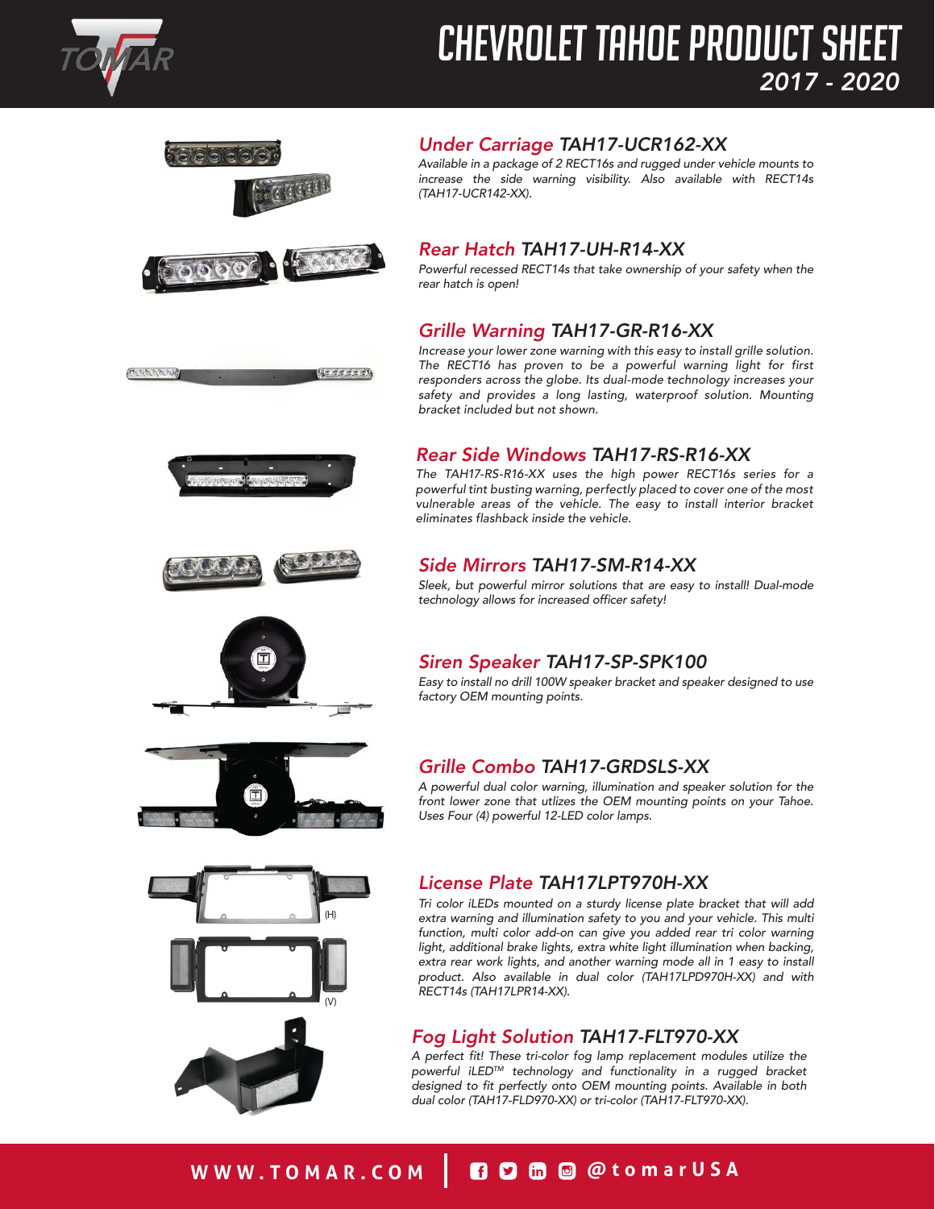# CHEVROLET TAHOE PRODUCT SHEET

*2017 - 2020*

## *Under Carriage* TAH17-UCR162-XX

*Available in a package of 2 RECT16s and rugged under vehicle mounts to increase the side warning visibility. Also available with RECT14s (TAH17-UCR142-XX).*

## *Rear Hatch* TAH17-UH-R14-XX

*Powerful recessed RECT14s that take ownership of your safety when the rear hatch is open!*

## *Grille Warning* TAH17-GR-R16-XX

*Increase your lower zone warning with this easy to install grille solution. The RECT16 has proven to be a powerful warning light for first responders across the globe. Its dual-mode technology increases your safety and provides a long lasting, waterproof solution. Mounting bracket included but not shown.*

## *Rear Side Windows* TAH17-RS-R16-XX

*The TAH17-RS-R16-XX uses the high power RECT16s series for a powerful tint busting warning, perfectly placed to cover one of the most vulnerable areas of the vehicle. The easy to install interior bracket eliminates flashback inside the vehicle.*

## *Side Mirrors* TAH17-SM-R14-XX

*Sleek, but powerful mirror solutions that are easy to install! Dual-mode technology allows for increased officer safety!*

## *Siren Speaker* TAH17-SP-SPK100

*Easy to install no drill 100W speaker bracket and speaker designed to use factory OEM mounting points.*

## *Grille Combo* TAH17-GRDSLS-XX

*A powerful dual color warning, illumination and speaker solution for the front lower zone that utlizes the OEM mounting points on your Tahoe. Uses Four (4) powerful 12-LED color lamps.*

## *License Plate* TAH17LPT970H-XX

(H)

(V)

*Tri color iLEDs mounted on a sturdy license plate bracket that will add extra warning and illumination safety to you and your vehicle. This multi function, multi color add-on can give you added rear tri color warning light, additional brake lights, extra white light illumination when backing, extra rear work lights, and another warning mode all in 1 easy to install product. Also available in dual color (TAH17LPD970H-XX) and with RECT14s (TAH17LPR14-XX).*

## *Fog Light Solution* TAH17-FLT970-XX

*A perfect fit! These tri-color fog lamp replacement modules utilize the powerful iLED™ technology and functionality in a rugged bracket designed to fit perfectly onto OEM mounting points. Available in both dual color (TAH17-FLD970-XX) or tri-color (TAH17-FLT970-XX).*

WWW.TOMAR.COM | @tomarUSA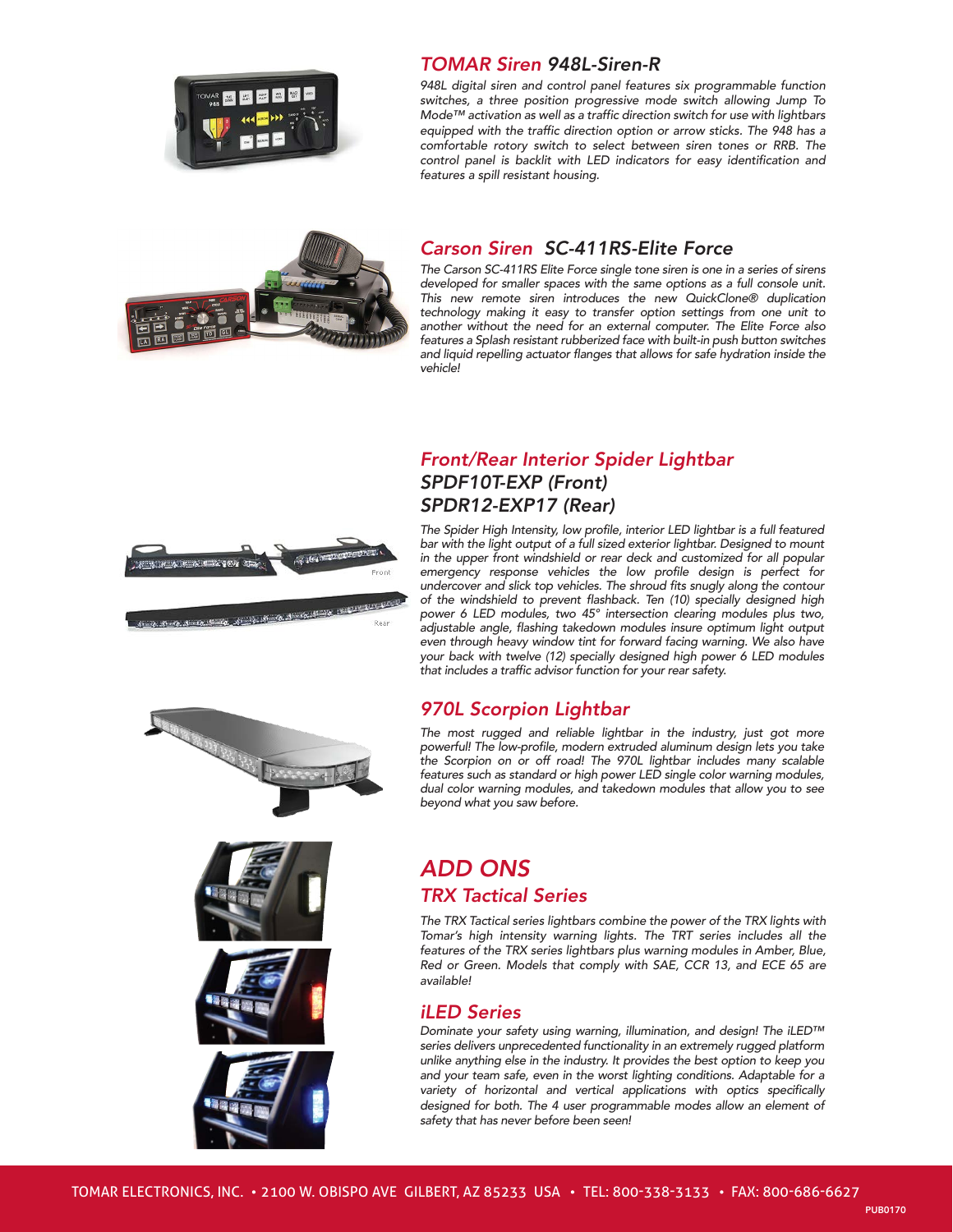## *TOMAR Siren 948L-Siren-R*

*948L digital siren and control panel features six programmable function switches, a three position progressive mode switch allowing Jump To Mode™ activation as well as a traffic direction switch for use with lightbars equipped with the traffic direction option or arrow sticks. The 948 has a comfortable rotary switch to select between siren tones or RRB. The control panel is backlit with LED indicators for easy identification and features a spill resistant housing.*

## *Carson Siren SC-411RS-Elite Force*

*The Carson SC-411RS Elite Force single tone siren is one in a series of sirens developed for smaller spaces with the same options as a full console unit. This new remote siren introduces the new QuickClone® duplication technology making it easy to transfer option settings from one unit to another without the need for an external computer. The Elite Force also features a Splash resistant rubberized face with built-in push button switches and liquid repelling actuator flanges that allows for safe hydration inside the vehicle!*

## *Front/Rear Interior Spider Lightbar*
### *SPDF10T-EXP (Front)*
### *SPDR12-EXP17 (Rear)*

Front

Rear

*The Spider High Intensity, low profile, interior LED lightbar is a full featured bar with the light output of a full sized exterior lightbar. Designed to mount in the upper front windshield or rear deck and customized for all popular emergency response vehicles the low profile design is perfect for undercover and slick top vehicles. The shroud fits snugly along the contour of the windshield to prevent flashback. Ten (10) specially designed high power 6 LED modules, two 45° intersection clearing modules plus two, adjustable angle, flashing takedown modules insure optimum light output even through heavy window tint for forward facing warning. We also have your back with twelve (12) specially designed high power 6 LED modules that includes a traffic advisor function for your rear safety.*

## *970L Scorpion Lightbar*

*The most rugged and reliable lightbar in the industry, just got more powerful! The low-profile, modern extruded aluminum design lets you take the Scorpion on or off road! The 970L lightbar includes many scalable features such as standard or high power LED single color warning modules, dual color warning modules, and takedown modules that allow you to see beyond what you saw before.*

# *ADD ONS*

## *TRX Tactical Series*

*The TRX Tactical series lightbars combine the power of the TRX lights with Tomar's high intensity warning lights. The TRT series includes all the features of the TRX series lightbars plus warning modules in Amber, Blue, Red or Green. Models that comply with SAE, CCR 13, and ECE 65 are available!*

## *iLED Series*

*Dominate your safety using warning, illumination, and design! The iLED™ series delivers unprecedented functionality in an extremely rugged platform unlike anything else in the industry. It provides the best option to keep you and your team safe, even in the worst lighting conditions. Adaptable for a variety of horizontal and vertical applications with optics specifically designed for both. The 4 user programmable modes allow an element of safety that has never before been seen!*

TOMAR ELECTRONICS, INC. • 2100 W. OBISPO AVE GILBERT, AZ 85233 USA • TEL: 800-338-3133 • FAX: 800-686-6627

PUB0170